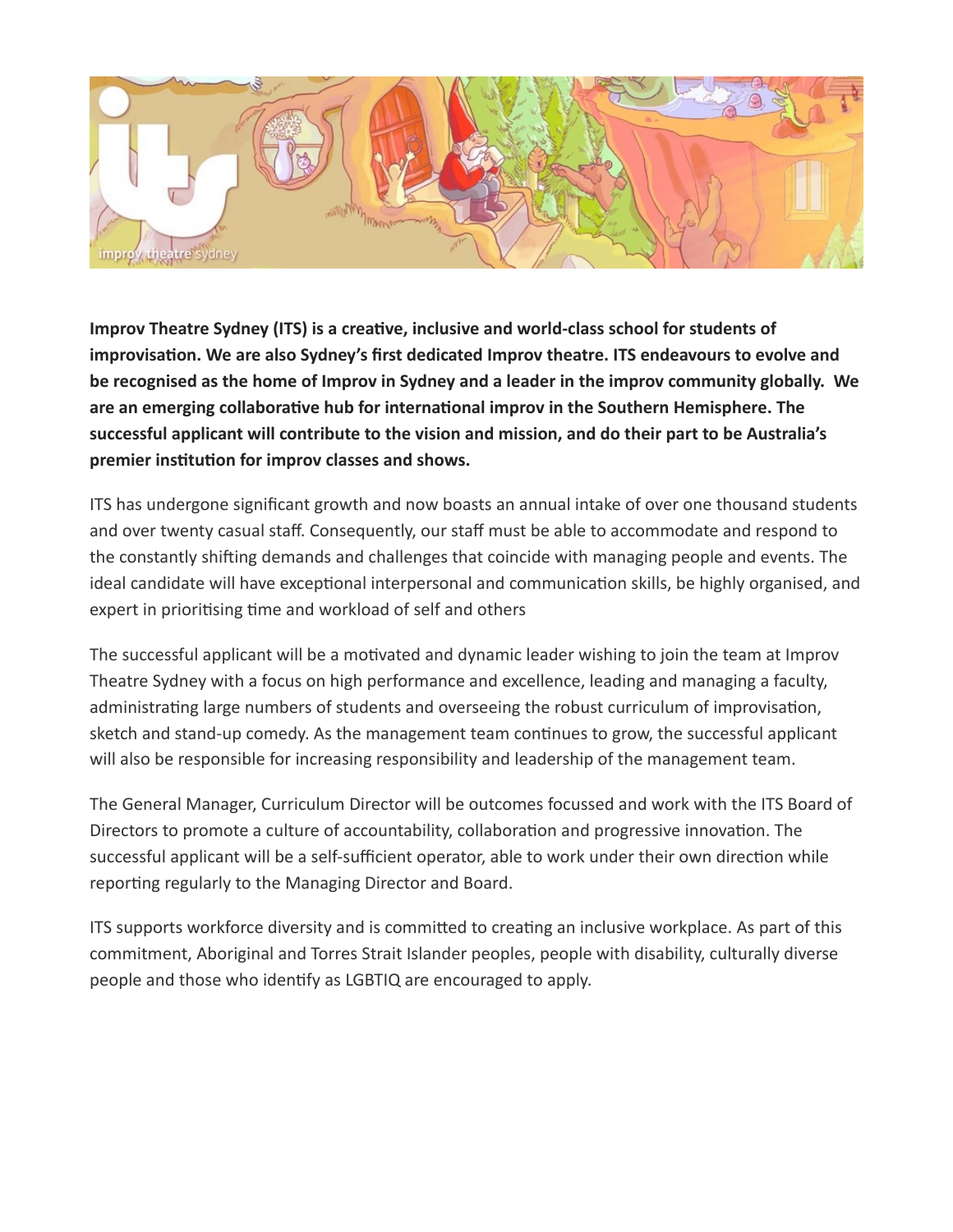**Improv Theatre Sydney (ITS) is a creative, inclusive and world-class school for students of improvisation. We are also Sydney's first dedicated Improv theatre. ITS endeavours to evolve and be recognised as the home of Improv in Sydney and a leader in the improv community globally. We are an emerging collaborative hub for international improv in the Southern Hemisphere. The successful applicant will contribute to the vision and mission, and do their part to be Australia's premier institution for improv classes and shows.**

ITS has undergone significant growth and now boasts an annual intake of over one thousand students and over twenty casual staff. Consequently, our staff must be able to accommodate and respond to the constantly shifting demands and challenges that coincide with managing people and events. The ideal candidate will have exceptional interpersonal and communication skills, be highly organised, and expert in prioritising time and workload of self and others

The successful applicant will be a motivated and dynamic leader wishing to join the team at Improv Theatre Sydney with a focus on high performance and excellence, leading and managing a faculty, administrating large numbers of students and overseeing the robust curriculum of improvisation, sketch and stand-up comedy. As the management team continues to grow, the successful applicant will also be responsible for increasing responsibility and leadership of the management team.

The General Manager, Curriculum Director will be outcomes focussed and work with the ITS Board of Directors to promote a culture of accountability, collaboration and progressive innovation. The successful applicant will be a self-sufficient operator, able to work under their own direction while reporting regularly to the Managing Director and Board.

ITS supports workforce diversity and is committed to creating an inclusive workplace. As part of this commitment, Aboriginal and Torres Strait Islander peoples, people with disability, culturally diverse people and those who identify as LGBTIQ are encouraged to apply.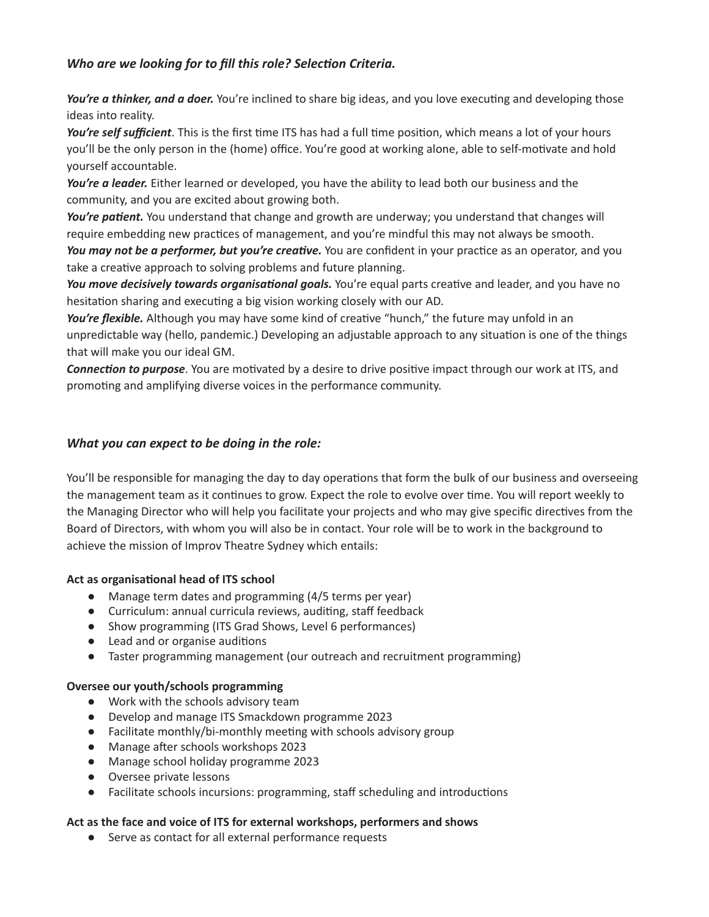## *Who are we looking for to fill this role? Selection Criteria.*

***You're a thinker, and a doer.*** You're inclined to share big ideas, and you love executing and developing those ideas into reality.
***You're self sufficient***. This is the first time ITS has had a full time position, which means a lot of your hours you'll be the only person in the (home) office. You're good at working alone, able to self-motivate and hold yourself accountable.
***You're a leader.*** Either learned or developed, you have the ability to lead both our business and the community, and you are excited about growing both.
***You're patient.*** You understand that change and growth are underway; you understand that changes will require embedding new practices of management, and you're mindful this may not always be smooth.
***You may not be a performer, but you're creative.*** You are confident in your practice as an operator, and you take a creative approach to solving problems and future planning.
***You move decisively towards organisational goals.*** You're equal parts creative and leader, and you have no hesitation sharing and executing a big vision working closely with our AD.
***You're flexible.*** Although you may have some kind of creative "hunch," the future may unfold in an unpredictable way (hello, pandemic.) Developing an adjustable approach to any situation is one of the things that will make you our ideal GM.
***Connection to purpose***. You are motivated by a desire to drive positive impact through our work at ITS, and promoting and amplifying diverse voices in the performance community.

## *What you can expect to be doing in the role:*

You'll be responsible for managing the day to day operations that form the bulk of our business and overseeing the management team as it continues to grow. Expect the role to evolve over time. You will report weekly to the Managing Director who will help you facilitate your projects and who may give specific directives from the Board of Directors, with whom you will also be in contact. Your role will be to work in the background to achieve the mission of Improv Theatre Sydney which entails:

**Act as organisational head of ITS school**

- Manage term dates and programming (4/5 terms per year)
- Curriculum: annual curricula reviews, auditing, staff feedback
- Show programming (ITS Grad Shows, Level 6 performances)
- Lead and or organise auditions
- Taster programming management (our outreach and recruitment programming)

**Oversee our youth/schools programming**

- Work with the schools advisory team
- Develop and manage ITS Smackdown programme 2023
- Facilitate monthly/bi-monthly meeting with schools advisory group
- Manage after schools workshops 2023
- Manage school holiday programme 2023
- Oversee private lessons
- Facilitate schools incursions: programming, staff scheduling and introductions

**Act as the face and voice of ITS for external workshops, performers and shows**

- Serve as contact for all external performance requests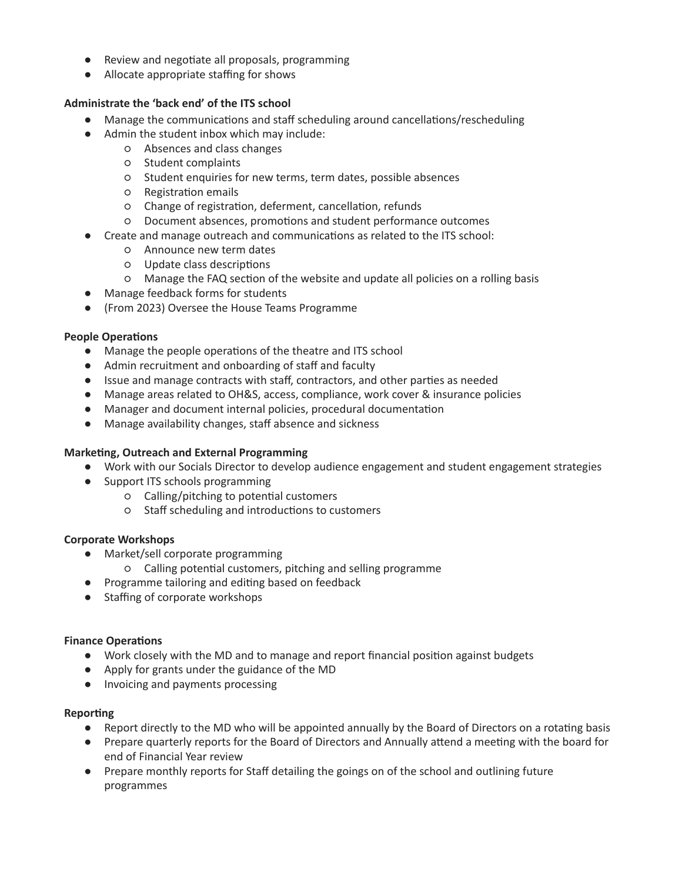- Review and negotiate all proposals, programming
- Allocate appropriate staffing for shows

**Administrate the 'back end' of the ITS school**

- Manage the communications and staff scheduling around cancellations/rescheduling
- Admin the student inbox which may include:
    - Absences and class changes
    - Student complaints
    - Student enquiries for new terms, term dates, possible absences
    - Registration emails
    - Change of registration, deferment, cancellation, refunds
    - Document absences, promotions and student performance outcomes
- Create and manage outreach and communications as related to the ITS school:
    - Announce new term dates
    - Update class descriptions
    - Manage the FAQ section of the website and update all policies on a rolling basis
- Manage feedback forms for students
- (From 2023) Oversee the House Teams Programme

**People Operations**

- Manage the people operations of the theatre and ITS school
- Admin recruitment and onboarding of staff and faculty
- Issue and manage contracts with staff, contractors, and other parties as needed
- Manage areas related to OH&S, access, compliance, work cover & insurance policies
- Manager and document internal policies, procedural documentation
- Manage availability changes, staff absence and sickness

**Marketing, Outreach and External Programming**

- Work with our Socials Director to develop audience engagement and student engagement strategies
- Support ITS schools programming
    - Calling/pitching to potential customers
    - Staff scheduling and introductions to customers

**Corporate Workshops**

- Market/sell corporate programming
    - Calling potential customers, pitching and selling programme
- Programme tailoring and editing based on feedback
- Staffing of corporate workshops

**Finance Operations**

- Work closely with the MD and to manage and report financial position against budgets
- Apply for grants under the guidance of the MD
- Invoicing and payments processing

**Reporting**

- Report directly to the MD who will be appointed annually by the Board of Directors on a rotating basis
- Prepare quarterly reports for the Board of Directors and Annually attend a meeting with the board for end of Financial Year review
- Prepare monthly reports for Staff detailing the goings on of the school and outlining future programmes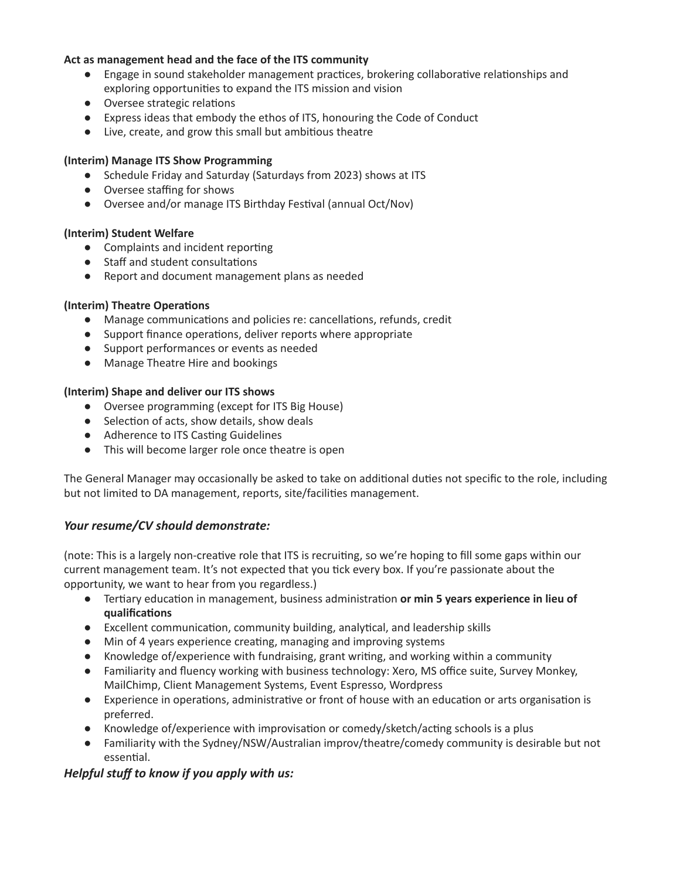**Act as management head and the face of the ITS community**

- Engage in sound stakeholder management practices, brokering collaborative relationships and exploring opportunities to expand the ITS mission and vision
- Oversee strategic relations
- Express ideas that embody the ethos of ITS, honouring the Code of Conduct
- Live, create, and grow this small but ambitious theatre

**(Interim) Manage ITS Show Programming**

- Schedule Friday and Saturday (Saturdays from 2023) shows at ITS
- Oversee staffing for shows
- Oversee and/or manage ITS Birthday Festival (annual Oct/Nov)

**(Interim) Student Welfare**

- Complaints and incident reporting
- Staff and student consultations
- Report and document management plans as needed

**(Interim) Theatre Operations**

- Manage communications and policies re: cancellations, refunds, credit
- Support finance operations, deliver reports where appropriate
- Support performances or events as needed
- Manage Theatre Hire and bookings

**(Interim) Shape and deliver our ITS shows**

- Oversee programming (except for ITS Big House)
- Selection of acts, show details, show deals
- Adherence to ITS Casting Guidelines
- This will become larger role once theatre is open

The General Manager may occasionally be asked to take on additional duties not specific to the role, including but not limited to DA management, reports, site/facilities management.

## *Your resume/CV should demonstrate:*

(note: This is a largely non-creative role that ITS is recruiting, so we're hoping to fill some gaps within our current management team. It's not expected that you tick every box. If you're passionate about the opportunity, we want to hear from you regardless.)

- Tertiary education in management, business administration **or min 5 years experience in lieu of qualifications**
- Excellent communication, community building, analytical, and leadership skills
- Min of 4 years experience creating, managing and improving systems
- Knowledge of/experience with fundraising, grant writing, and working within a community
- Familiarity and fluency working with business technology: Xero, MS office suite, Survey Monkey, MailChimp, Client Management Systems, Event Espresso, Wordpress
- Experience in operations, administrative or front of house with an education or arts organisation is preferred.
- Knowledge of/experience with improvisation or comedy/sketch/acting schools is a plus
- Familiarity with the Sydney/NSW/Australian improv/theatre/comedy community is desirable but not essential.

## *Helpful stuff to know if you apply with us:*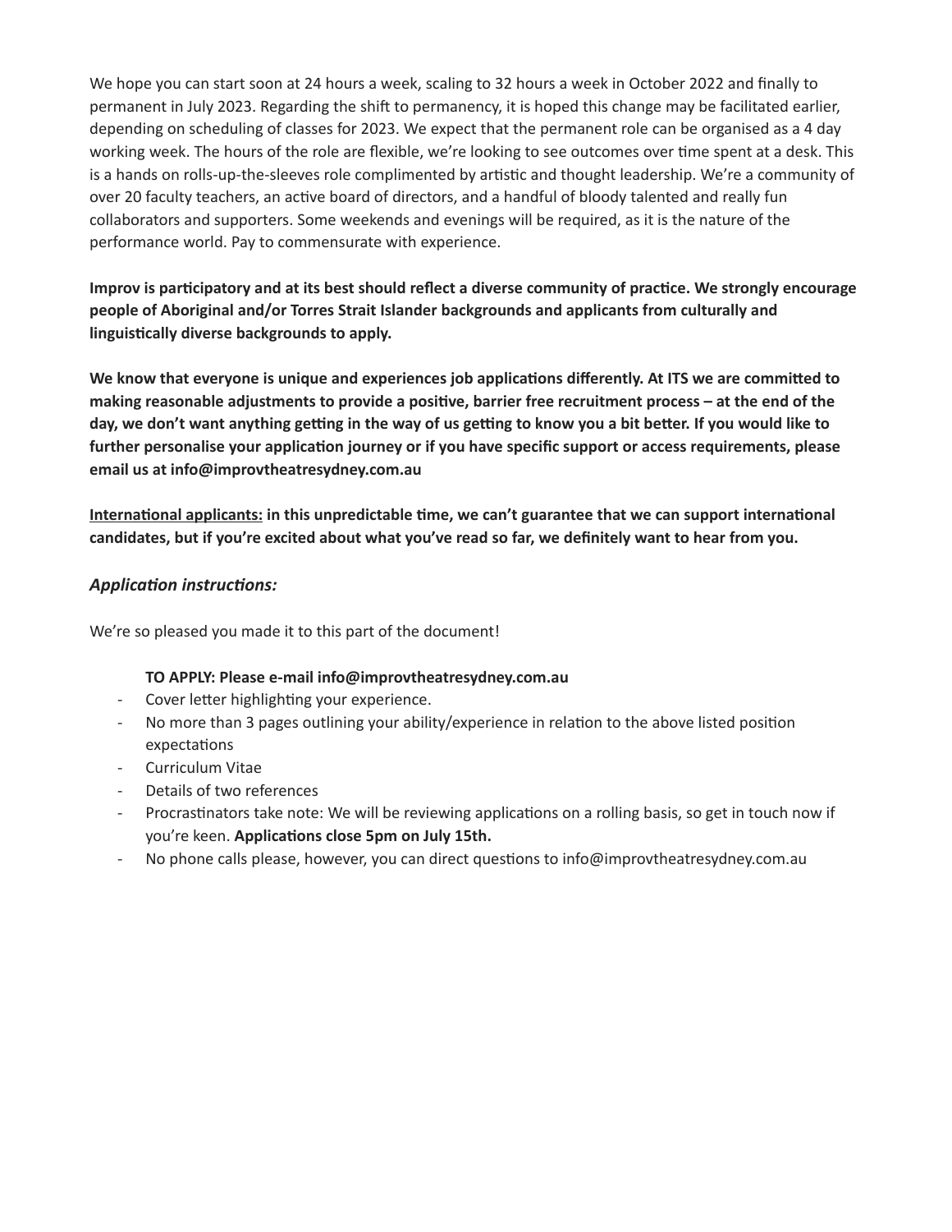We hope you can start soon at 24 hours a week, scaling to 32 hours a week in October 2022 and finally to permanent in July 2023. Regarding the shift to permanency, it is hoped this change may be facilitated earlier, depending on scheduling of classes for 2023. We expect that the permanent role can be organised as a 4 day working week. The hours of the role are flexible, we're looking to see outcomes over time spent at a desk. This is a hands on rolls-up-the-sleeves role complimented by artistic and thought leadership. We're a community of over 20 faculty teachers, an active board of directors, and a handful of bloody talented and really fun collaborators and supporters. Some weekends and evenings will be required, as it is the nature of the performance world. Pay to commensurate with experience.

**Improv is participatory and at its best should reflect a diverse community of practice. We strongly encourage people of Aboriginal and/or Torres Strait Islander backgrounds and applicants from culturally and linguistically diverse backgrounds to apply.**

**We know that everyone is unique and experiences job applications differently. At ITS we are committed to making reasonable adjustments to provide a positive, barrier free recruitment process – at the end of the day, we don't want anything getting in the way of us getting to know you a bit better. If you would like to further personalise your application journey or if you have specific support or access requirements, please email us at info@improvtheatresydney.com.au**

<u>**International applicants:**</u> **in this unpredictable time, we can't guarantee that we can support international candidates, but if you're excited about what you've read so far, we definitely want to hear from you.**

### *Application instructions:*

We're so pleased you made it to this part of the document!

**TO APPLY: Please e-mail info@improvtheatresydney.com.au**

- Cover letter highlighting your experience.
- No more than 3 pages outlining your ability/experience in relation to the above listed position expectations
- Curriculum Vitae
- Details of two references
- Procrastinators take note: We will be reviewing applications on a rolling basis, so get in touch now if you're keen. **Applications close 5pm on July 15th.**
- No phone calls please, however, you can direct questions to info@improvtheatresydney.com.au